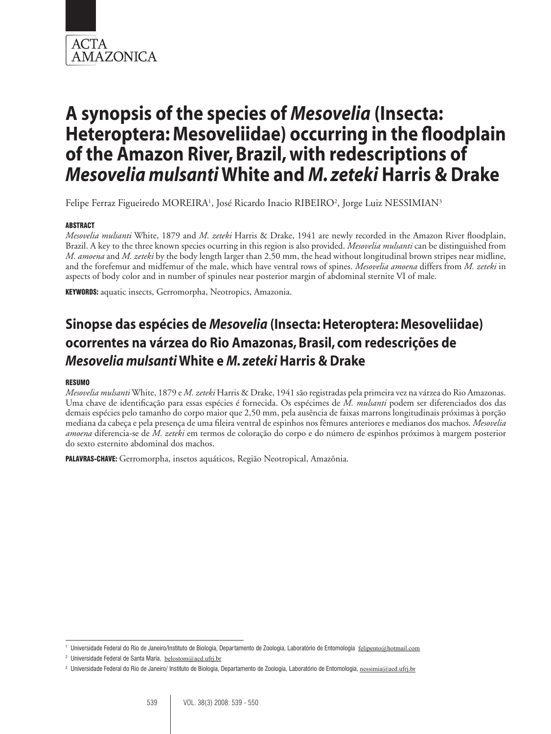# A synopsis of the species of *Mesovelia* (Insecta: Heteroptera: Mesoveliidae) occurring in the floodplain of the Amazon River, Brazil, with redescriptions of *Mesovelia mulsanti* White and *M. zeteki* Harris & Drake

Felipe Ferraz Figueiredo MOREIRA[1], José Ricardo Inacio RIBEIRO[2], Jorge Luiz NESSIMIAN[3]

#### ABSTRACT

*Mesovelia mulsanti* White, 1879 and *M. zeteki* Harris & Drake, 1941 are newly recorded in the Amazon River floodplain, Brazil. A key to the three known species ocurring in this region is also provided. *Mesovelia mulsanti* can be distinguished from *M. amoena* and *M. zeteki* by the body length larger than 2.50 mm, the head without longitudinal brown stripes near midline, and the forefemur and midfemur of the male, which have ventral rows of spines. *Mesovelia amoena* differs from *M. zeteki* in aspects of body color and in number of spinules near posterior margin of abdominal sternite VI of male.

**KEYWORDS:** aquatic insects, Gerromorpha, Neotropics, Amazonia.

## Sinopse das espécies de *Mesovelia* (Insecta: Heteroptera: Mesoveliidae) ocorrentes na várzea do Rio Amazonas, Brasil, com redescrições de *Mesovelia mulsanti* White e *M. zeteki* Harris & Drake

#### RESUMO

*Mesovelia mulsanti* White, 1879 e *M. zeteki* Harris & Drake, 1941 são registradas pela primeira vez na várzea do Rio Amazonas. Uma chave de identificação para essas espécies é fornecida. Os espécimes de *M. mulsanti* podem ser diferenciados dos das demais espécies pelo tamanho do corpo maior que 2,50 mm, pela ausência de faixas marrons longitudinais próximas à porção mediana da cabeça e pela presença de uma fileira ventral de espinhos nos fêmures anteriores e medianos dos machos. *Mesovelia amoena* diferencia-se de *M. zeteki* em termos de coloração do corpo e do número de espinhos próximos à margem posterior do sexto esternito abdominal dos machos.

**PALAVRAS-CHAVE:** Gerromorpha, insetos aquáticos, Região Neotropical, Amazônia.

---

[1] Universidade Federal do Rio de Janeiro/Instituto de Biologia, Departamento de Zoologia, Laboratório de Entomologia felipento@hotmail.com

[2] Universidade Federal de Santa Maria, belostom@acd.ufrj.br

[3] Universidade Federal do Rio de Janeiro/ Instituto de Biologia, Departamento de Zoologia, Laboratório de Entomologia, nessimia@acd.ufrj.br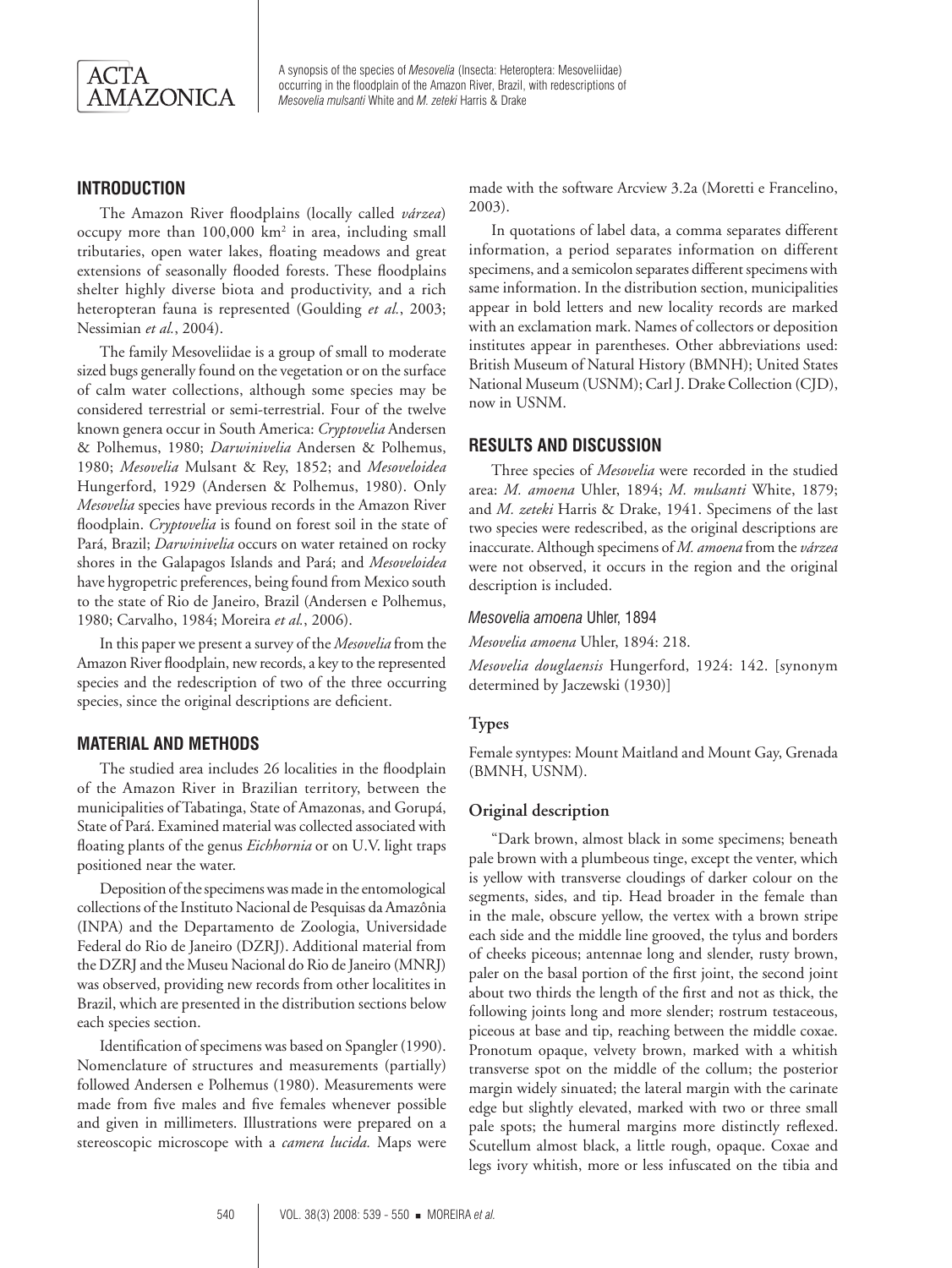## INTRODUCTION

The Amazon River floodplains (locally called *várzea*) occupy more than 100,000 km$^2$ in area, including small tributaries, open water lakes, floating meadows and great extensions of seasonally flooded forests. These floodplains shelter highly diverse biota and productivity, and a rich heteropteran fauna is represented (Goulding *et al.*, 2003; Nessimian *et al.*, 2004).

The family Mesoveliidae is a group of small to moderate sized bugs generally found on the vegetation or on the surface of calm water collections, although some species may be considered terrestrial or semi-terrestrial. Four of the twelve known genera occur in South America: *Cryptovelia* Andersen & Polhemus, 1980; *Darwinivelia* Andersen & Polhemus, 1980; *Mesovelia* Mulsant & Rey, 1852; and *Mesoveloidea* Hungerford, 1929 (Andersen & Polhemus, 1980). Only *Mesovelia* species have previous records in the Amazon River floodplain. *Cryptovelia* is found on forest soil in the state of Pará, Brazil; *Darwinivelia* occurs on water retained on rocky shores in the Galapagos Islands and Pará; and *Mesoveloidea* have hygropetric preferences, being found from Mexico south to the state of Rio de Janeiro, Brazil (Andersen e Polhemus, 1980; Carvalho, 1984; Moreira *et al.*, 2006).

In this paper we present a survey of the *Mesovelia* from the Amazon River floodplain, new records, a key to the represented species and the redescription of two of the three occurring species, since the original descriptions are deficient.

## MATERIAL AND METHODS

The studied area includes 26 localities in the floodplain of the Amazon River in Brazilian territory, between the municipalities of Tabatinga, State of Amazonas, and Gorupá, State of Pará. Examined material was collected associated with floating plants of the genus *Eichhornia* or on U.V. light traps positioned near the water.

Deposition of the specimens was made in the entomological collections of the Instituto Nacional de Pesquisas da Amazônia (INPA) and the Departamento de Zoologia, Universidade Federal do Rio de Janeiro (DZRJ). Additional material from the DZRJ and the Museu Nacional do Rio de Janeiro (MNRJ) was observed, providing new records from other localitites in Brazil, which are presented in the distribution sections below each species section.

Identification of specimens was based on Spangler (1990). Nomenclature of structures and measurements (partially) followed Andersen e Polhemus (1980). Measurements were made from five males and five females whenever possible and given in millimeters. Illustrations were prepared on a stereoscopic microscope with a *camera lucida.* Maps were made with the software Arcview 3.2a (Moretti e Francelino, 2003).

In quotations of label data, a comma separates different information, a period separates information on different specimens, and a semicolon separates different specimens with same information. In the distribution section, municipalities appear in bold letters and new locality records are marked with an exclamation mark. Names of collectors or deposition institutes appear in parentheses. Other abbreviations used: British Museum of Natural History (BMNH); United States National Museum (USNM); Carl J. Drake Collection (CJD), now in USNM.

## RESULTS AND DISCUSSION

Three species of *Mesovelia* were recorded in the studied area: *M. amoena* Uhler, 1894; *M. mulsanti* White, 1879; and *M. zeteki* Harris & Drake, 1941. Specimens of the last two species were redescribed, as the original descriptions are inaccurate. Although specimens of *M. amoena* from the *várzea* were not observed, it occurs in the region and the original description is included.

### *Mesovelia amoena* Uhler, 1894

*Mesovelia amoena* Uhler, 1894: 218.

*Mesovelia douglaensis* Hungerford, 1924: 142. [synonym determined by Jaczewski (1930)]

#### Types

Female syntypes: Mount Maitland and Mount Gay, Grenada (BMNH, USNM).

#### Original description

"Dark brown, almost black in some specimens; beneath pale brown with a plumbeous tinge, except the venter, which is yellow with transverse cloudings of darker colour on the segments, sides, and tip. Head broader in the female than in the male, obscure yellow, the vertex with a brown stripe each side and the middle line grooved, the tylus and borders of cheeks piceous; antennae long and slender, rusty brown, paler on the basal portion of the first joint, the second joint about two thirds the length of the first and not as thick, the following joints long and more slender; rostrum testaceous, piceous at base and tip, reaching between the middle coxae. Pronotum opaque, velvety brown, marked with a whitish transverse spot on the middle of the collum; the posterior margin widely sinuated; the lateral margin with the carinate edge but slightly elevated, marked with two or three small pale spots; the humeral margins more distinctly reflexed. Scutellum almost black, a little rough, opaque. Coxae and legs ivory whitish, more or less infuscated on the tibia and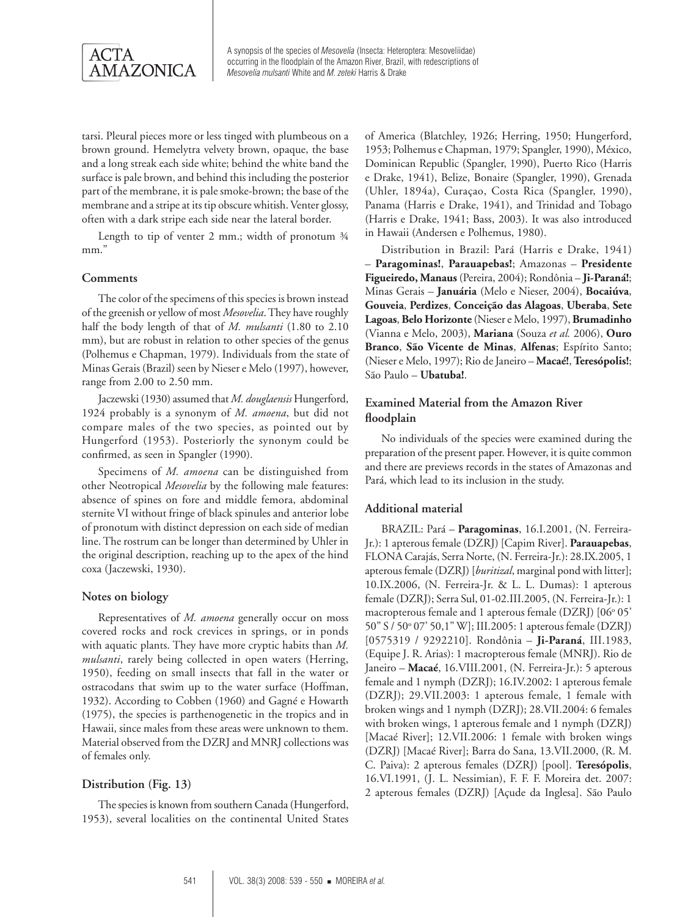tarsi. Pleural pieces more or less tinged with plumbeous on a brown ground. Hemelytra velvety brown, opaque, the base and a long streak each side white; behind the white band the surface is pale brown, and behind this including the posterior part of the membrane, it is pale smoke-brown; the base of the membrane and a stripe at its tip obscure whitish. Venter glossy, often with a dark stripe each side near the lateral border.

Length to tip of venter 2 mm.; width of pronotum ¾ mm."

### Comments

The color of the specimens of this species is brown instead of the greenish or yellow of most *Mesovelia*. They have roughly half the body length of that of *M. mulsanti* (1.80 to 2.10 mm), but are robust in relation to other species of the genus (Polhemus e Chapman, 1979). Individuals from the state of Minas Gerais (Brazil) seen by Nieser e Melo (1997), however, range from 2.00 to 2.50 mm.

Jaczewski (1930) assumed that *M. douglaensis* Hungerford, 1924 probably is a synonym of *M. amoena*, but did not compare males of the two species, as pointed out by Hungerford (1953). Posteriorly the synonym could be confirmed, as seen in Spangler (1990).

Specimens of *M. amoena* can be distinguished from other Neotropical *Mesovelia* by the following male features: absence of spines on fore and middle femora, abdominal sternite VI without fringe of black spinules and anterior lobe of pronotum with distinct depression on each side of median line. The rostrum can be longer than determined by Uhler in the original description, reaching up to the apex of the hind coxa (Jaczewski, 1930).

### Notes on biology

Representatives of *M. amoena* generally occur on moss covered rocks and rock crevices in springs, or in ponds with aquatic plants. They have more cryptic habits than *M. mulsanti*, rarely being collected in open waters (Herring, 1950), feeding on small insects that fall in the water or ostracodans that swim up to the water surface (Hoffman, 1932). According to Cobben (1960) and Gagné e Howarth (1975), the species is parthenogenetic in the tropics and in Hawaii, since males from these areas were unknown to them. Material observed from the DZRJ and MNRJ collections was of females only.

### Distribution (Fig. 13)

The species is known from southern Canada (Hungerford, 1953), several localities on the continental United States of America (Blatchley, 1926; Herring, 1950; Hungerford, 1953; Polhemus e Chapman, 1979; Spangler, 1990), México, Dominican Republic (Spangler, 1990), Puerto Rico (Harris e Drake, 1941), Belize, Bonaire (Spangler, 1990), Grenada (Uhler, 1894a), Curaçao, Costa Rica (Spangler, 1990), Panama (Harris e Drake, 1941), and Trinidad and Tobago (Harris e Drake, 1941; Bass, 2003). It was also introduced in Hawaii (Andersen e Polhemus, 1980).

Distribution in Brazil: Pará (Harris e Drake, 1941) – **Paragominas!**, **Parauapebas!**; Amazonas – **Presidente Figueiredo, Manaus** (Pereira, 2004); Rondônia – **Ji-Paraná!**; Minas Gerais – **Januária** (Melo e Nieser, 2004), **Bocaiúva**, **Gouveia**, **Perdizes**, **Conceição das Alagoas**, **Uberaba**, **Sete Lagoas**, **Belo Horizonte** (Nieser e Melo, 1997), **Brumadinho** (Vianna e Melo, 2003), **Mariana** (Souza *et al.* 2006), **Ouro Branco**, **São Vicente de Minas**, **Alfenas**; Espírito Santo; (Nieser e Melo, 1997); Rio de Janeiro – **Macaé!**, **Teresópolis!**; São Paulo – **Ubatuba!**.

### Examined Material from the Amazon River floodplain

No individuals of the species were examined during the preparation of the present paper. However, it is quite common and there are previews records in the states of Amazonas and Pará, which lead to its inclusion in the study.

### Additional material

BRAZIL: Pará – **Paragominas**, 16.I.2001, (N. Ferreira-Jr.): 1 apterous female (DZRJ) [Capim River]. **Parauapebas**, FLONA Carajás, Serra Norte, (N. Ferreira-Jr.): 28.IX.2005, 1 apterous female (DZRJ) [*buritizal*, marginal pond with litter]; 10.IX.2006, (N. Ferreira-Jr. & L. L. Dumas): 1 apterous female (DZRJ); Serra Sul, 01-02.III.2005, (N. Ferreira-Jr.): 1 macropterous female and 1 apterous female (DZRJ) [06° 05' 50" S / 50° 07' 50,1" W]; III.2005: 1 apterous female (DZRJ) [0575319 / 9292210]. Rondônia – **Ji-Paraná**, III.1983, (Equipe J. R. Arias): 1 macropterous female (MNRJ). Rio de Janeiro – **Macaé**, 16.VIII.2001, (N. Ferreira-Jr.): 5 apterous female and 1 nymph (DZRJ); 16.IV.2002: 1 apterous female (DZRJ); 29.VII.2003: 1 apterous female, 1 female with broken wings and 1 nymph (DZRJ); 28.VII.2004: 6 females with broken wings, 1 apterous female and 1 nymph (DZRJ) [Macaé River]; 12.VII.2006: 1 female with broken wings (DZRJ) [Macaé River]; Barra do Sana, 13.VII.2000, (R. M. C. Paiva): 2 apterous females (DZRJ) [pool]. **Teresópolis**, 16.VI.1991, (J. L. Nessimian), F. F. F. Moreira det. 2007: 2 apterous females (DZRJ) [Açude da Inglesa]. São Paulo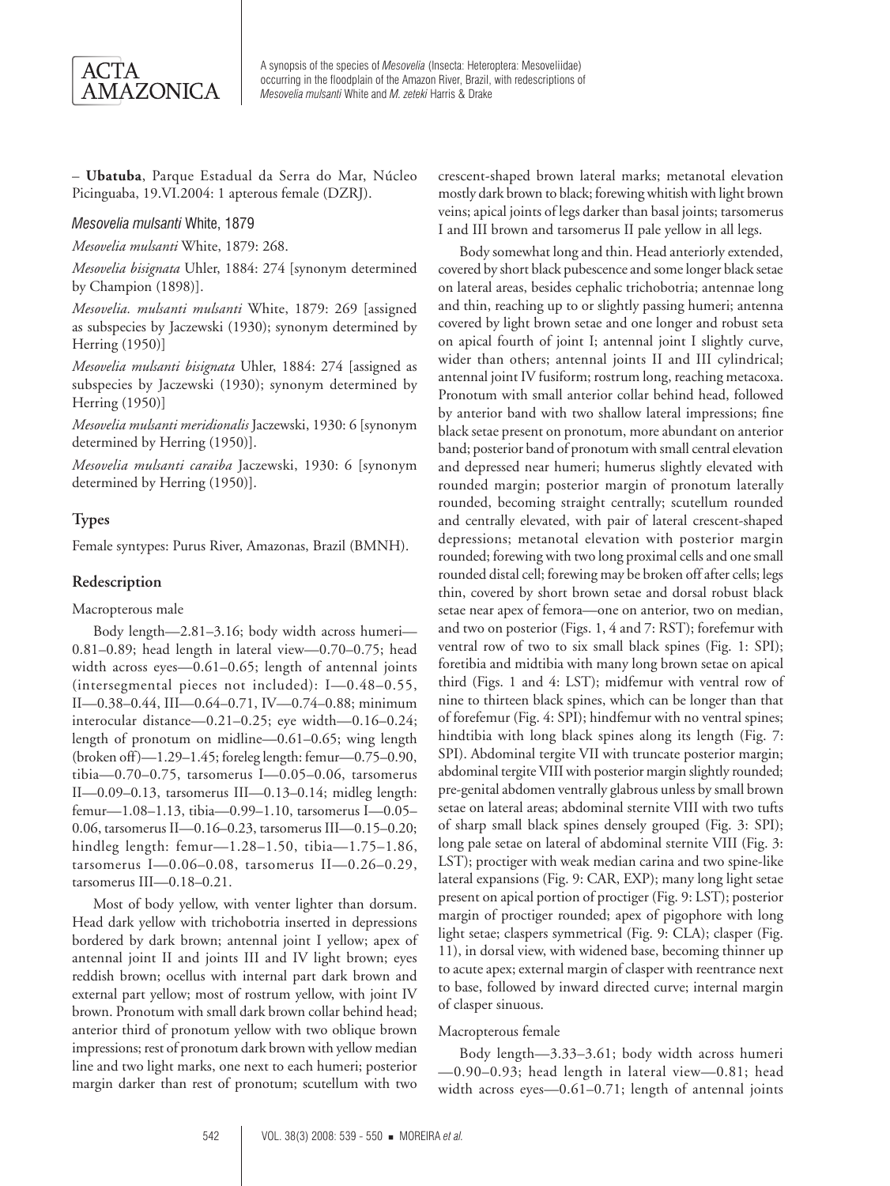– **Ubatuba**, Parque Estadual da Serra do Mar, Núcleo Picinguaba, 19.VI.2004: 1 apterous female (DZRJ).

### *Mesovelia mulsanti* White, 1879

*Mesovelia mulsanti* White, 1879: 268.

*Mesovelia bisignata* Uhler, 1884: 274 [synonym determined by Champion (1898)].

*Mesovelia. mulsanti mulsanti* White, 1879: 269 [assigned as subspecies by Jaczewski (1930); synonym determined by Herring (1950)]

*Mesovelia mulsanti bisignata* Uhler, 1884: 274 [assigned as subspecies by Jaczewski (1930); synonym determined by Herring (1950)]

*Mesovelia mulsanti meridionalis* Jaczewski, 1930: 6 [synonym determined by Herring (1950)].

*Mesovelia mulsanti caraiba* Jaczewski, 1930: 6 [synonym determined by Herring (1950)].

#### Types

Female syntypes: Purus River, Amazonas, Brazil (BMNH).

#### Redescription

Macropterous male

Body length—2.81–3.16; body width across humeri—0.81–0.89; head length in lateral view—0.70–0.75; head width across eyes—0.61–0.65; length of antennal joints (intersegmental pieces not included): I—0.48–0.55, II—0.38–0.44, III—0.64–0.71, IV—0.74–0.88; minimum interocular distance—0.21–0.25; eye width—0.16–0.24; length of pronotum on midline—0.61–0.65; wing length (broken off)—1.29–1.45; foreleg length: femur—0.75–0.90, tibia—0.70–0.75, tarsomerus I—0.05–0.06, tarsomerus II—0.09–0.13, tarsomerus III—0.13–0.14; midleg length: femur—1.08–1.13, tibia—0.99–1.10, tarsomerus I—0.05–0.06, tarsomerus II—0.16–0.23, tarsomerus III—0.15–0.20; hindleg length: femur—1.28–1.50, tibia—1.75–1.86, tarsomerus I—0.06–0.08, tarsomerus II—0.26–0.29, tarsomerus III—0.18–0.21.

Most of body yellow, with venter lighter than dorsum. Head dark yellow with trichobotria inserted in depressions bordered by dark brown; antennal joint I yellow; apex of antennal joint II and joints III and IV light brown; eyes reddish brown; ocellus with internal part dark brown and external part yellow; most of rostrum yellow, with joint IV brown. Pronotum with small dark brown collar behind head; anterior third of pronotum yellow with two oblique brown impressions; rest of pronotum dark brown with yellow median line and two light marks, one next to each humeri; posterior margin darker than rest of pronotum; scutellum with two crescent-shaped brown lateral marks; metanotal elevation mostly dark brown to black; forewing whitish with light brown veins; apical joints of legs darker than basal joints; tarsomerus I and III brown and tarsomerus II pale yellow in all legs.

Body somewhat long and thin. Head anteriorly extended, covered by short black pubescence and some longer black setae on lateral areas, besides cephalic trichobotria; antennae long and thin, reaching up to or slightly passing humeri; antenna covered by light brown setae and one longer and robust seta on apical fourth of joint I; antennal joint I slightly curve, wider than others; antennal joints II and III cylindrical; antennal joint IV fusiform; rostrum long, reaching metacoxa. Pronotum with small anterior collar behind head, followed by anterior band with two shallow lateral impressions; fine black setae present on pronotum, more abundant on anterior band; posterior band of pronotum with small central elevation and depressed near humeri; humerus slightly elevated with rounded margin; posterior margin of pronotum laterally rounded, becoming straight centrally; scutellum rounded and centrally elevated, with pair of lateral crescent-shaped depressions; metanotal elevation with posterior margin rounded; forewing with two long proximal cells and one small rounded distal cell; forewing may be broken off after cells; legs thin, covered by short brown setae and dorsal robust black setae near apex of femora—one on anterior, two on median, and two on posterior (Figs. 1, 4 and 7: RST); forefemur with ventral row of two to six small black spines (Fig. 1: SPI); foretibia and midtibia with many long brown setae on apical third (Figs. 1 and 4: LST); midfemur with ventral row of nine to thirteen black spines, which can be longer than that of forefemur (Fig. 4: SPI); hindfemur with no ventral spines; hindtibia with long black spines along its length (Fig. 7: SPI). Abdominal tergite VII with truncate posterior margin; abdominal tergite VIII with posterior margin slightly rounded; pre-genital abdomen ventrally glabrous unless by small brown setae on lateral areas; abdominal sternite VIII with two tufts of sharp small black spines densely grouped (Fig. 3: SPI); long pale setae on lateral of abdominal sternite VIII (Fig. 3: LST); proctiger with weak median carina and two spine-like lateral expansions (Fig. 9: CAR, EXP); many long light setae present on apical portion of proctiger (Fig. 9: LST); posterior margin of proctiger rounded; apex of pigophore with long light setae; claspers symmetrical (Fig. 9: CLA); clasper (Fig. 11), in dorsal view, with widened base, becoming thinner up to acute apex; external margin of clasper with reentrance next to base, followed by inward directed curve; internal margin of clasper sinuous.

Macropterous female

Body length—3.33–3.61; body width across humeri—0.90–0.93; head length in lateral view—0.81; head width across eyes—0.61–0.71; length of antennal joints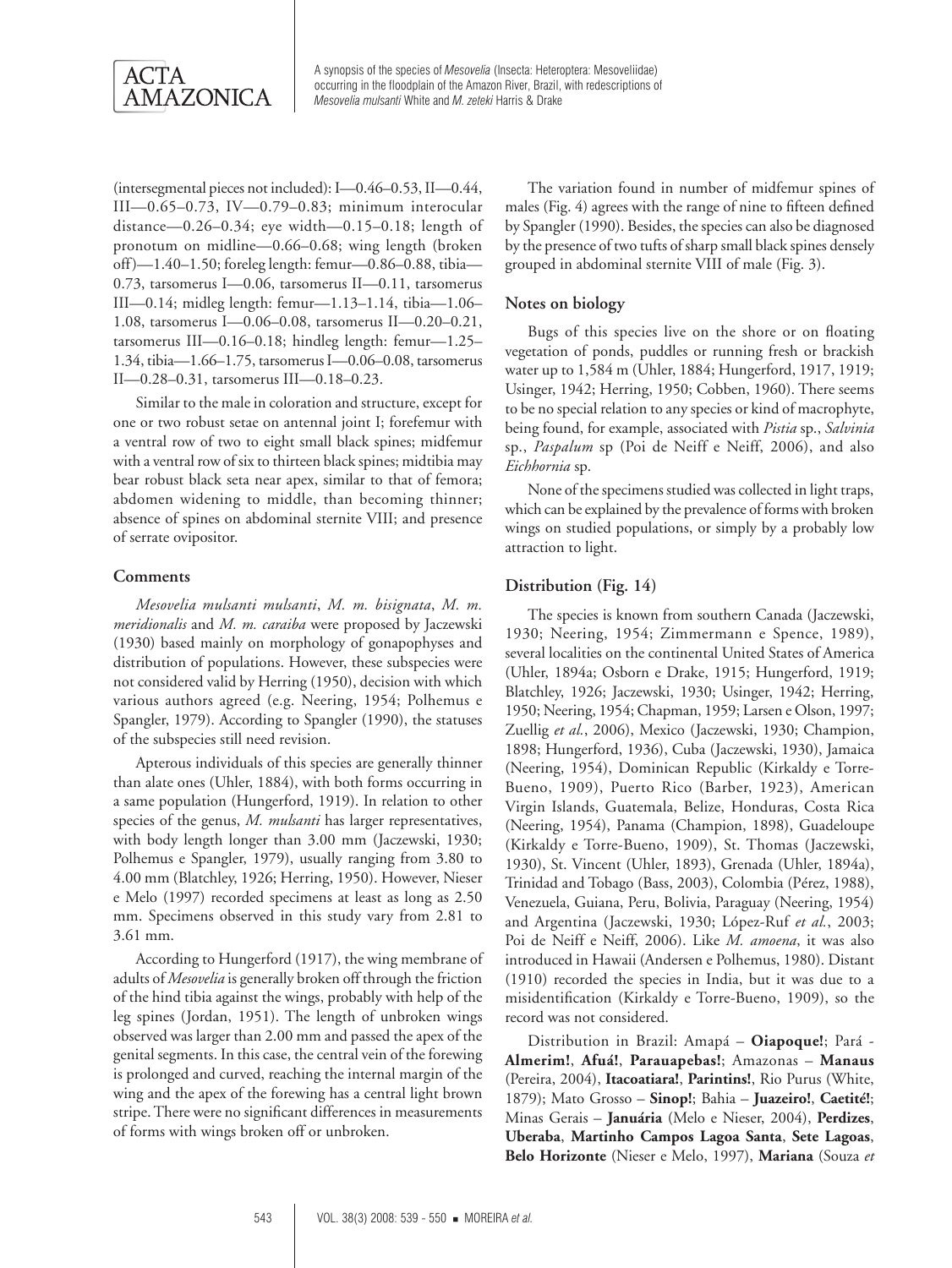(intersegmental pieces not included): I—0.46–0.53, II—0.44, III—0.65–0.73, IV—0.79–0.83; minimum interocular distance—0.26–0.34; eye width—0.15–0.18; length of pronotum on midline—0.66–0.68; wing length (broken off)—1.40–1.50; foreleg length: femur—0.86–0.88, tibia—0.73, tarsomerus I—0.06, tarsomerus II—0.11, tarsomerus III—0.14; midleg length: femur—1.13–1.14, tibia—1.06–1.08, tarsomerus I—0.06–0.08, tarsomerus II—0.20–0.21, tarsomerus III—0.16–0.18; hindleg length: femur—1.25–1.34, tibia—1.66–1.75, tarsomerus I—0.06–0.08, tarsomerus II—0.28–0.31, tarsomerus III—0.18–0.23.

Similar to the male in coloration and structure, except for one or two robust setae on antennal joint I; forefemur with a ventral row of two to eight small black spines; midfemur with a ventral row of six to thirteen black spines; midtibia may bear robust black seta near apex, similar to that of femora; abdomen widening to middle, than becoming thinner; absence of spines on abdominal sternite VIII; and presence of serrate ovipositor.

### Comments

*Mesovelia mulsanti mulsanti*, *M. m. bisignata*, *M. m. meridionalis* and *M. m. caraiba* were proposed by Jaczewski (1930) based mainly on morphology of gonapophyses and distribution of populations. However, these subspecies were not considered valid by Herring (1950), decision with which various authors agreed (e.g. Neering, 1954; Polhemus e Spangler, 1979). According to Spangler (1990), the statuses of the subspecies still need revision.

Apterous individuals of this species are generally thinner than alate ones (Uhler, 1884), with both forms occurring in a same population (Hungerford, 1919). In relation to other species of the genus, *M. mulsanti* has larger representatives, with body length longer than 3.00 mm (Jaczewski, 1930; Polhemus e Spangler, 1979), usually ranging from 3.80 to 4.00 mm (Blatchley, 1926; Herring, 1950). However, Nieser e Melo (1997) recorded specimens at least as long as 2.50 mm. Specimens observed in this study vary from 2.81 to 3.61 mm.

According to Hungerford (1917), the wing membrane of adults of *Mesovelia* is generally broken off through the friction of the hind tibia against the wings, probably with help of the leg spines (Jordan, 1951). The length of unbroken wings observed was larger than 2.00 mm and passed the apex of the genital segments. In this case, the central vein of the forewing is prolonged and curved, reaching the internal margin of the wing and the apex of the forewing has a central light brown stripe. There were no significant differences in measurements of forms with wings broken off or unbroken.

The variation found in number of midfemur spines of males (Fig. 4) agrees with the range of nine to fifteen defined by Spangler (1990). Besides, the species can also be diagnosed by the presence of two tufts of sharp small black spines densely grouped in abdominal sternite VIII of male (Fig. 3).

### Notes on biology

Bugs of this species live on the shore or on floating vegetation of ponds, puddles or running fresh or brackish water up to 1,584 m (Uhler, 1884; Hungerford, 1917, 1919; Usinger, 1942; Herring, 1950; Cobben, 1960). There seems to be no special relation to any species or kind of macrophyte, being found, for example, associated with *Pistia* sp., *Salvinia* sp., *Paspalum* sp (Poi de Neiff e Neiff, 2006), and also *Eichhornia* sp.

None of the specimens studied was collected in light traps, which can be explained by the prevalence of forms with broken wings on studied populations, or simply by a probably low attraction to light.

### Distribution (Fig. 14)

The species is known from southern Canada (Jaczewski, 1930; Neering, 1954; Zimmermann e Spence, 1989), several localities on the continental United States of America (Uhler, 1894a; Osborn e Drake, 1915; Hungerford, 1919; Blatchley, 1926; Jaczewski, 1930; Usinger, 1942; Herring, 1950; Neering, 1954; Chapman, 1959; Larsen e Olson, 1997; Zuellig *et al.*, 2006), Mexico (Jaczewski, 1930; Champion, 1898; Hungerford, 1936), Cuba (Jaczewski, 1930), Jamaica (Neering, 1954), Dominican Republic (Kirkaldy e Torre-Bueno, 1909), Puerto Rico (Barber, 1923), American Virgin Islands, Guatemala, Belize, Honduras, Costa Rica (Neering, 1954), Panama (Champion, 1898), Guadeloupe (Kirkaldy e Torre-Bueno, 1909), St. Thomas (Jaczewski, 1930), St. Vincent (Uhler, 1893), Grenada (Uhler, 1894a), Trinidad and Tobago (Bass, 2003), Colombia (Pérez, 1988), Venezuela, Guiana, Peru, Bolivia, Paraguay (Neering, 1954) and Argentina (Jaczewski, 1930; López-Ruf *et al.*, 2003; Poi de Neiff e Neiff, 2006). Like *M. amoena*, it was also introduced in Hawaii (Andersen e Polhemus, 1980). Distant (1910) recorded the species in India, but it was due to a misidentification (Kirkaldy e Torre-Bueno, 1909), so the record was not considered.

Distribution in Brazil: Amapá – **Oiapoque!**; Pará - **Almerim!**, **Afuá!**, **Parauapebas!**; Amazonas – **Manaus** (Pereira, 2004), **Itacoatiara!**, **Parintins!**, Rio Purus (White, 1879); Mato Grosso – **Sinop!**; Bahia – **Juazeiro!**, **Caetité!**; Minas Gerais – **Januária** (Melo e Nieser, 2004), **Perdizes**, **Uberaba**, **Martinho Campos Lagoa Santa**, **Sete Lagoas**, **Belo Horizonte** (Nieser e Melo, 1997), **Mariana** (Souza *et*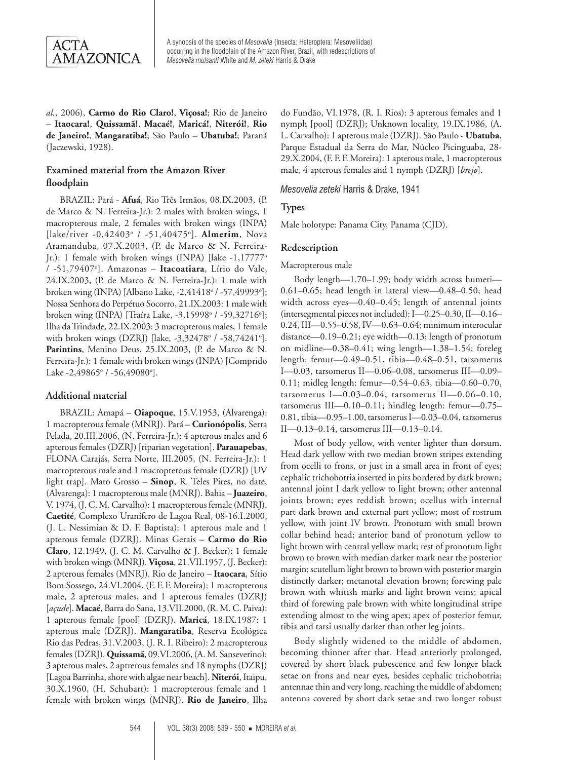*al.*, 2006), **Carmo do Rio Claro!**, **Viçosa!**; Rio de Janeiro – **Itaocara!**, **Quissamã!**, **Macaé!**, **Maricá!**, **Niterói!**, **Rio de Janeiro!**, **Mangaratiba!**; São Paulo – **Ubatuba!**; Paraná (Jaczewski, 1928).

### Examined material from the Amazon River floodplain

BRAZIL: Pará - **Afuá**, Rio Três Irmãos, 08.IX.2003, (P. de Marco & N. Ferreira-Jr.): 2 males with broken wings, 1 macropterous male, 2 females with broken wings (INPA) [lake/river -0,42403º / -51,40475º]. **Almerim**, Nova Aramanduba, 07.X.2003, (P. de Marco & N. Ferreira-Jr.): 1 female with broken wings (INPA) [lake -1,17777º / -51,79407º]. Amazonas – **Itacoatiara**, Lírio do Vale, 24.IX.2003, (P. de Marco & N. Ferreira-Jr.): 1 male with broken wing (INPA) [Albano Lake, -2,41418º / -57,49993º]; Nossa Senhora do Perpétuo Socorro, 21.IX.2003: 1 male with broken wing (INPA) [Traíra Lake, -3,15998º / -59,32716º]; Ilha da Trindade, 22.IX.2003: 3 macropterous males, 1 female with broken wings (DZRJ) [lake, -3,32478º / -58,74241º]. **Parintins**, Menino Deus, 25.IX.2003, (P. de Marco & N. Ferreira-Jr.): 1 female with broken wings (INPA) [Comprido Lake -2,49865º / -56,49080º].

### Additional material

BRAZIL: Amapá – **Oiapoque**, 15.V.1953, (Alvarenga): 1 macropterous female (MNRJ). Pará – **Curionópolis**, Serra Pelada, 20.III.2006, (N. Ferreira-Jr.): 4 apterous males and 6 apterous females (DZRJ) [riparian vegetation]. **Parauapebas**, FLONA Carajás, Serra Norte, III.2005, (N. Ferreira-Jr.): 1 macropterous male and 1 macropterous female (DZRJ) [UV light trap]. Mato Grosso – **Sinop**, R. Teles Pires, no date, (Alvarenga): 1 macropterous male (MNRJ). Bahia – **Juazeiro**, V. 1974, (J. C. M. Carvalho): 1 macropterous female (MNRJ). **Caetité**, Complexo Uranífero de Lagoa Real, 08-16.I.2000, (J. L. Nessimian & D. F. Baptista): 1 apterous male and 1 apterous female (DZRJ). Minas Gerais – **Carmo do Rio Claro**, 12.1949, (J. C. M. Carvalho & J. Becker): 1 female with broken wings (MNRJ). **Viçosa**, 21.VII.1957, (J. Becker): 2 apterous females (MNRJ). Rio de Janeiro – **Itaocara**, Sítio Bom Sossego, 24.VI.2004, (F. F. F. Moreira): 1 macropterous male, 2 apterous males, and 1 apterous females (DZRJ) [*açude*]. **Macaé**, Barra do Sana, 13.VII.2000, (R. M. C. Paiva): 1 apterous female [pool] (DZRJ). **Maricá**, 18.IX.1987: 1 apterous male (DZRJ). **Mangaratiba**, Reserva Ecológica Rio das Pedras, 31.V.2003, (J. R. I. Ribeiro): 2 macropterous females (DZRJ). **Quissamã**, 09.VI.2006, (A. M. Sanseverino): 3 apterous males, 2 aptrerous females and 18 nymphs (DZRJ) [Lagoa Barrinha, shore with algae near beach]. **Niterói**, Itaipu, 30.X.1960, (H. Schubart): 1 macropterous female and 1 female with broken wings (MNRJ). **Rio de Janeiro**, Ilha do Fundão, VI.1978, (R. I. Rios): 3 apterous females and 1 nymph [pool] (DZRJ); Unknown locality, 19.IX.1986, (A. L. Carvalho): 1 apterous male (DZRJ). São Paulo - **Ubatuba**, Parque Estadual da Serra do Mar, Núcleo Picinguaba, 28-29.X.2004, (F. F. F. Moreira): 1 apterous male, 1 macropterous male, 4 apterous females and 1 nymph (DZRJ) [*brejo*].

## *Mesovelia zeteki* Harris & Drake, 1941

### Types

Male holotype: Panama City, Panama (CJD).

### Redescription

Macropterous male

Body length—1.70–1.99; body width across humeri—0.61–0.65; head length in lateral view—0.48–0.50; head width across eyes—0.40–0.45; length of antennal joints (intersegmental pieces not included): I—0.25–0.30, II—0.16–0.24, III—0.55–0.58, IV—0.63–0.64; minimum interocular distance—0.19–0.21; eye width—0.13; length of pronotum on midline—0.38–0.41; wing length—1.38–1.54; foreleg length: femur—0.49–0.51, tibia—0.48–0.51, tarsomerus I—0.03, tarsomerus II—0.06–0.08, tarsomerus III—0.09–0.11; midleg length: femur—0.54–0.63, tibia—0.60–0.70, tarsomerus I—0.03–0.04, tarsomerus II—0.06–0.10, tarsomerus III—0.10–0.11; hindleg length: femur—0.75–0.81, tibia—0.95–1.00, tarsomerus I—0.03–0.04, tarsomerus II—0.13–0.14, tarsomerus III—0.13–0.14.

Most of body yellow, with venter lighter than dorsum. Head dark yellow with two median brown stripes extending from ocelli to frons, or just in a small area in front of eyes; cephalic trichobotria inserted in pits bordered by dark brown; antennal joint I dark yellow to light brown; other antennal joints brown; eyes reddish brown; ocellus with internal part dark brown and external part yellow; most of rostrum yellow, with joint IV brown. Pronotum with small brown collar behind head; anterior band of pronotum yellow to light brown with central yellow mark; rest of pronotum light brown to brown with median darker mark near the posterior margin; scutellum light brown to brown with posterior margin distinctly darker; metanotal elevation brown; forewing pale brown with whitish marks and light brown veins; apical third of forewing pale brown with white longitudinal stripe extending almost to the wing apex; apex of posterior femur, tibia and tarsi usually darker than other leg joints.

Body slightly widened to the middle of abdomen, becoming thinner after that. Head anteriorly prolonged, covered by short black pubescence and few longer black setae on frons and near eyes, besides cephalic trichobotria; antennae thin and very long, reaching the middle of abdomen; antenna covered by short dark setae and two longer robust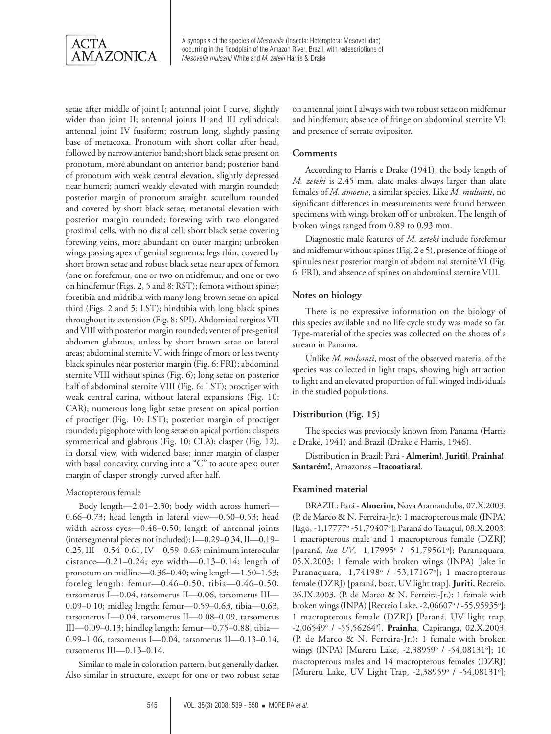setae after middle of joint I; antennal joint I curve, slightly wider than joint II; antennal joints II and III cylindrical; antennal joint IV fusiform; rostrum long, slightly passing base of metacoxa. Pronotum with short collar after head, followed by narrow anterior band; short black setae present on pronotum, more abundant on anterior band; posterior band of pronotum with weak central elevation, slightly depressed near humeri; humeri weakly elevated with margin rounded; posterior margin of pronotum straight; scutellum rounded and covered by short black setae; metanotal elevation with posterior margin rounded; forewing with two elongated proximal cells, with no distal cell; short black setae covering forewing veins, more abundant on outer margin; unbroken wings passing apex of genital segments; legs thin, covered by short brown setae and robust black setae near apex of femora (one on forefemur, one or two on midfemur, and one or two on hindfemur (Figs. 2, 5 and 8: RST); femora without spines; foretibia and midtibia with many long brown setae on apical third (Figs. 2 and 5: LST); hindtibia with long black spines throughout its extension (Fig. 8: SPI). Abdominal tergites VII and VIII with posterior margin rounded; venter of pre-genital abdomen glabrous, unless by short brown setae on lateral areas; abdominal sternite VI with fringe of more or less twenty black spinules near posterior margin (Fig. 6: FRI); abdominal sternite VIII without spines (Fig. 6); long setae on posterior half of abdominal sternite VIII (Fig. 6: LST); proctiger with weak central carina, without lateral expansions (Fig. 10: CAR); numerous long light setae present on apical portion of proctiger (Fig. 10: LST); posterior margin of proctiger rounded; pigophore with long setae on apical portion; claspers symmetrical and glabrous (Fig. 10: CLA); clasper (Fig. 12), in dorsal view, with widened base; inner margin of clasper with basal concavity, curving into a "C" to acute apex; outer margin of clasper strongly curved after half.

Macropterous female

Body length—2.01–2.30; body width across humeri—0.66–0.73; head length in lateral view—0.50–0.53; head width across eyes—0.48–0.50; length of antennal joints (intersegmental pieces not included): I—0.29–0.34, II—0.19–0.25, III—0.54–0.61, IV—0.59–0.63; minimum interocular distance—0.21–0.24; eye width—0.13–0.14; length of pronotum on midline—0.36–0.40; wing length—1.50–1.53; foreleg length: femur—0.46–0.50, tibia—0.46–0.50, tarsomerus I—0.04, tarsomerus II—0.06, tarsomerus III—0.09–0.10; midleg length: femur—0.59–0.63, tibia—0.63, tarsomerus I—0.04, tarsomerus II—0.08–0.09, tarsomerus III—0.09–0.13; hindleg length: femur—0.75–0.88, tibia—0.99–1.06, tarsomerus I—0.04, tarsomerus II—0.13–0.14, tarsomerus III—0.13–0.14.

Similar to male in coloration pattern, but generally darker. Also similar in structure, except for one or two robust setae on antennal joint I always with two robust setae on midfemur and hindfemur; absence of fringe on abdominal sternite VI; and presence of serrate ovipositor.

## Comments

According to Harris e Drake (1941), the body length of *M. zeteki* is 2.45 mm, alate males always larger than alate females of *M. amoena*, a similar species. Like *M. mulsanti*, no significant differences in measurements were found between specimens with wings broken off or unbroken. The length of broken wings ranged from 0.89 to 0.93 mm.

Diagnostic male features of *M. zeteki* include forefemur and midfemur without spines (Fig. 2 e 5), presence of fringe of spinules near posterior margin of abdominal sternite VI (Fig. 6: FRI), and absence of spines on abdominal sternite VIII.

## Notes on biology

There is no expressive information on the biology of this species available and no life cycle study was made so far. Type-material of the species was collected on the shores of a stream in Panama.

Unlike *M. mulsanti*, most of the observed material of the species was collected in light traps, showing high attraction to light and an elevated proportion of full winged individuals in the studied populations.

## Distribution (Fig. 15)

The species was previously known from Panama (Harris e Drake, 1941) and Brazil (Drake e Harris, 1946).

Distribution in Brazil: Pará - **Almerim!**, **Juriti!**, **Prainha!**, **Santarém!**, Amazonas –**Itacoatiara!**.

## Examined material

BRAZIL: Pará - **Almerim**, Nova Aramanduba, 07.X.2003, (P. de Marco & N. Ferreira-Jr.): 1 macropterous male (INPA) [lago, -1,17777° -51,79407°]; Paraná do Tauaçuí, 08.X.2003: 1 macropterous male and 1 macropterous female (DZRJ) [paraná, *luz UV*, -1,17995° / -51,79561°]; Paranaquara, 05.X.2003: 1 female with broken wings (INPA) [lake in Paranaquara, -1,74198° / -53,17167°]; 1 macropterous female (DZRJ) [paraná, boat, UV light trap]. **Juriti**, Recreio, 26.IX.2003, (P. de Marco & N. Ferreira-Jr.): 1 female with broken wings (INPA) [Recreio Lake, -2,06607° / -55,95935°]; 1 macropterous female (DZRJ) [Paraná, UV light trap, -2,06549° / -55,56264°]. **Prainha**, Capiranga, 02.X.2003, (P. de Marco & N. Ferreira-Jr.): 1 female with broken wings (INPA) [Mureru Lake, -2,38959° / -54,08131°]; 10 macropterous males and 14 macropterous females (DZRJ) [Mureru Lake, UV Light Trap, -2,38959° / -54,08131°];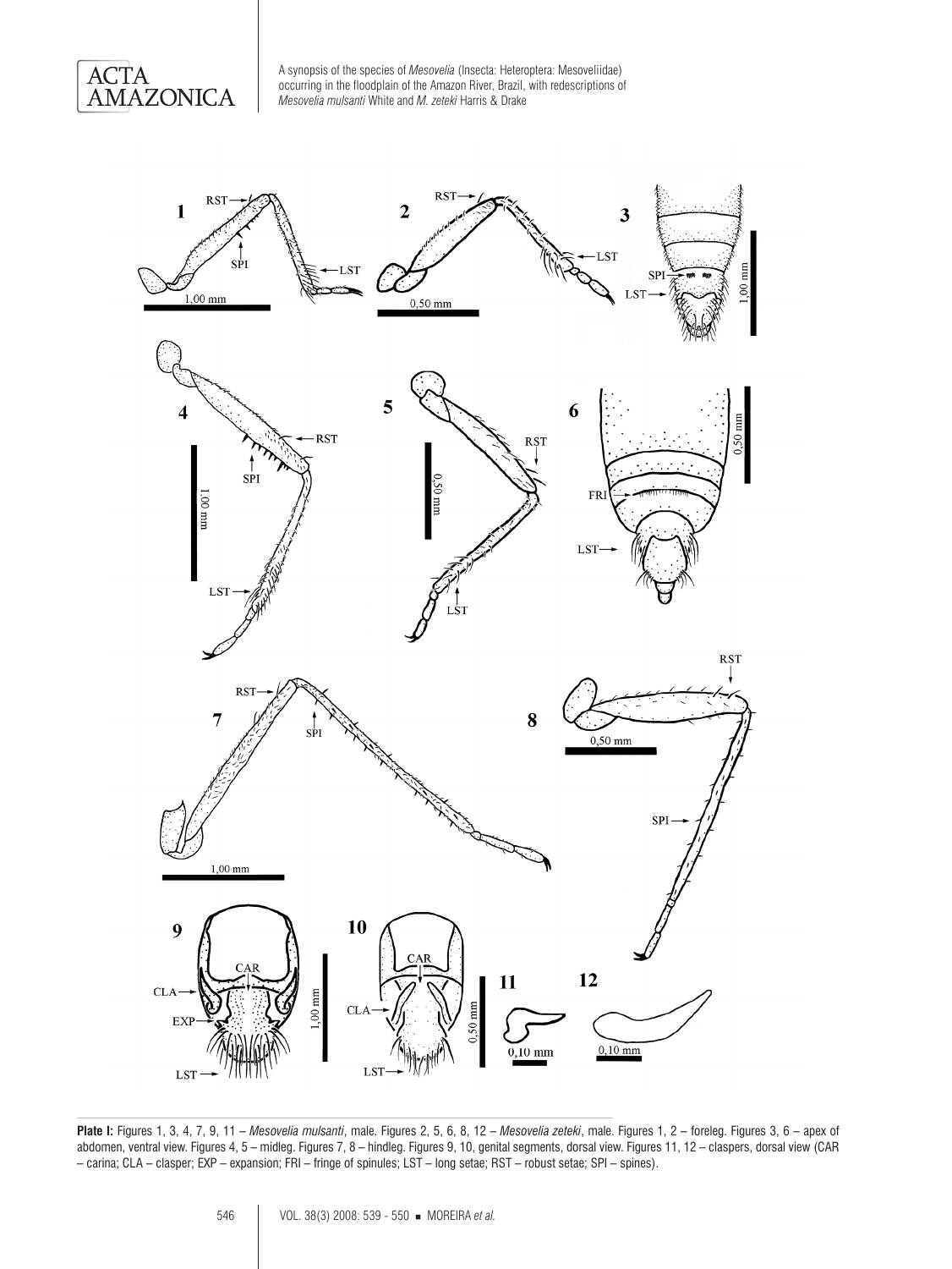**Plate I:** Figures 1, 3, 4, 7, 9, 11 – *Mesovelia mulsanti*, male. Figures 2, 5, 6, 8, 12 – *Mesovelia zeteki*, male. Figures 1, 2 – foreleg. Figures 3, 6 – apex of abdomen, ventral view. Figures 4, 5 – midleg. Figures 7, 8 – hindleg. Figures 9, 10, genital segments, dorsal view. Figures 11, 12 – claspers, dorsal view (CAR – carina; CLA – clasper; EXP – expansion; FRI – fringe of spinules; LST – long setae; RST – robust setae; SPI – spines).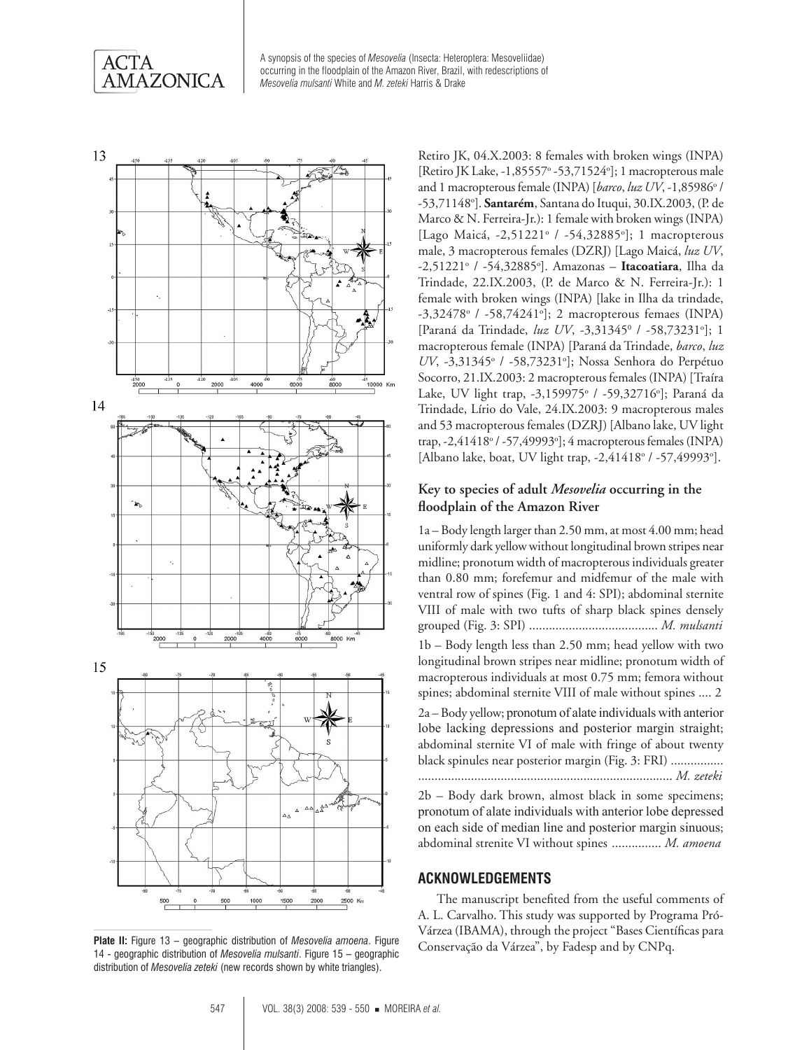Plate II: Figure 13 – geographic distribution of *Mesovelia amoena*. Figure 14 - geographic distribution of *Mesovelia mulsanti*. Figure 15 – geographic distribution of *Mesovelia zeteki* (new records shown by white triangles).

Retiro JK, 04.X.2003: 8 females with broken wings (INPA) [Retiro JK Lake, -1,85557º -53,71524º]; 1 macropterous male and 1 macropterous female (INPA) [*barco*, *luz UV*, -1,85986º / -53,71148º]. **Santarém**, Santana do Ituqui, 30.IX.2003, (P. de Marco & N. Ferreira-Jr.): 1 female with broken wings (INPA) [Lago Maicá, -2,51221º / -54,32885º]; 1 macropterous male, 3 macropterous females (DZRJ) [Lago Maicá, *luz UV*, -2,51221º / -54,32885º]. Amazonas – **Itacoatiara**, Ilha da Trindade, 22.IX.2003, (P. de Marco & N. Ferreira-Jr.): 1 female with broken wings (INPA) [lake in Ilha da trindade, -3,32478º / -58,74241º]; 2 macropterous femaes (INPA) [Paraná da Trindade, *luz UV*, -3,31345º / -58,73231º]; 1 macropterous female (INPA) [Paraná da Trindade, *barco*, *luz UV*, -3,31345º / -58,73231º]; Nossa Senhora do Perpétuo Socorro, 21.IX.2003: 2 macropterous females (INPA) [Traíra Lake, UV light trap, -3,159975º / -59,32716º]; Paraná da Trindade, Lírio do Vale, 24.IX.2003: 9 macropterous males and 53 macropterous females (DZRJ) [Albano lake, UV light trap, -2,41418º / -57,49993º]; 4 macropterous females (INPA) [Albano lake, boat, UV light trap, -2,41418º / -57,49993º].

### Key to species of adult *Mesovelia* occurring in the floodplain of the Amazon River

1a – Body length larger than 2.50 mm, at most 4.00 mm; head uniformly dark yellow without longitudinal brown stripes near midline; pronotum width of macropterous individuals greater than 0.80 mm; forefemur and midfemur of the male with ventral row of spines (Fig. 1 and 4: SPI); abdominal sternite VIII of male with two tufts of sharp black spines densely grouped (Fig. 3: SPI) ....................................... *M. mulsanti*

1b – Body length less than 2.50 mm; head yellow with two longitudinal brown stripes near midline; pronotum width of macropterous individuals at most 0.75 mm; femora without spines; abdominal sternite VIII of male without spines .... 2

2a – Body yellow; pronotum of alate individuals with anterior lobe lacking depressions and posterior margin straight; abdominal sternite VI of male with fringe of about twenty black spinules near posterior margin (Fig. 3: FRI) ................ ............................................................................ *M. zeteki*

2b – Body dark brown, almost black in some specimens; pronotum of alate individuals with anterior lobe depressed on each side of median line and posterior margin sinuous; abdominal strenite VI without spines ............... *M. amoena*

## ACKNOWLEDGEMENTS

The manuscript benefited from the useful comments of A. L. Carvalho. This study was supported by Programa Pró-Várzea (IBAMA), through the project "Bases Científicas para Conservação da Várzea", by Fadesp and by CNPq.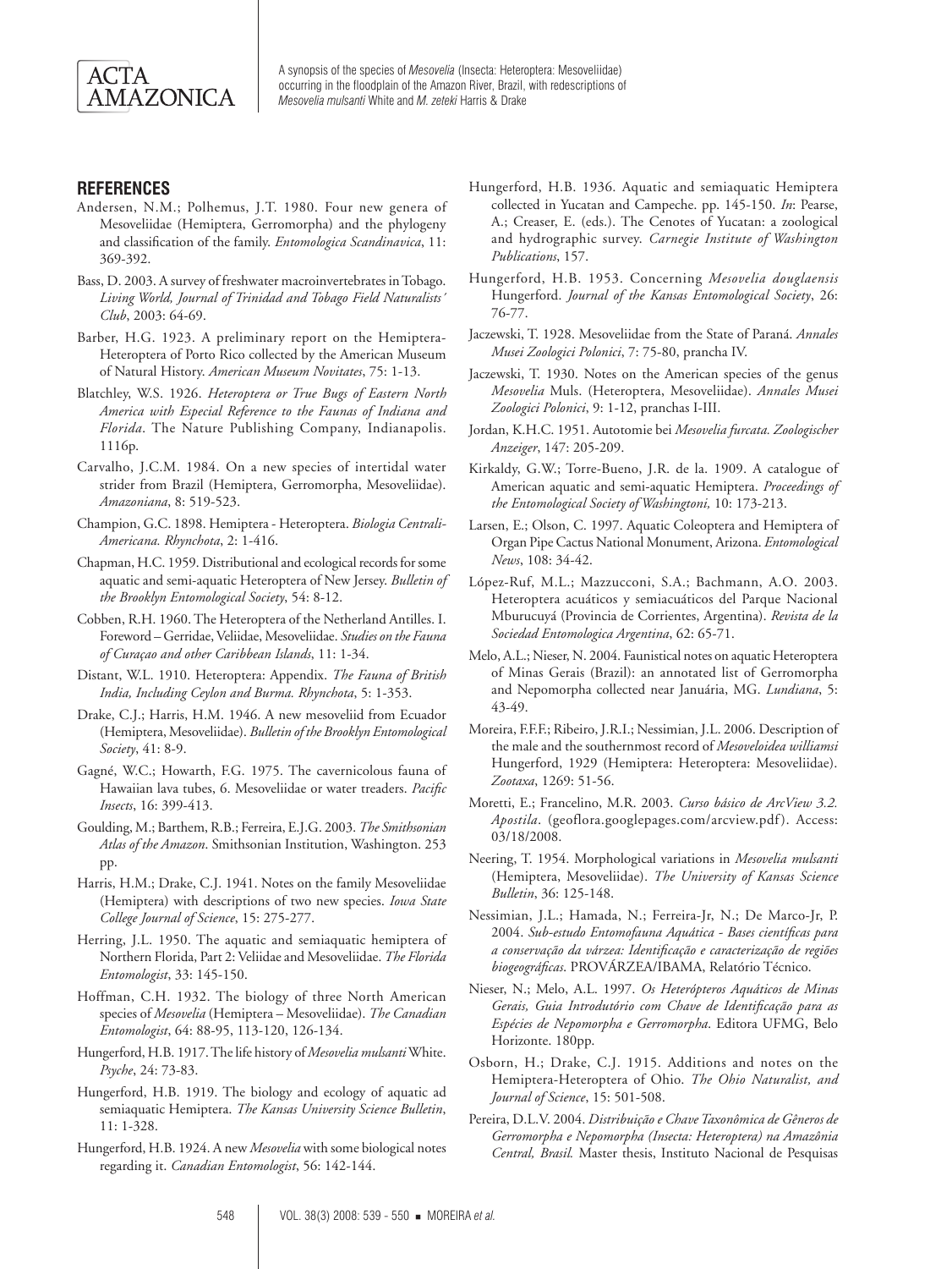## REFERENCES

Andersen, N.M.; Polhemus, J.T. 1980. Four new genera of Mesoveliidae (Hemiptera, Gerromorpha) and the phylogeny and classification of the family. *Entomologica Scandinavica*, 11: 369-392.

Bass, D. 2003. A survey of freshwater macroinvertebrates in Tobago. *Living World, Journal of Trinidad and Tobago Field Naturalists´ Club*, 2003: 64-69.

Barber, H.G. 1923. A preliminary report on the Hemiptera-Heteroptera of Porto Rico collected by the American Museum of Natural History. *American Museum Novitates*, 75: 1-13.

Blatchley, W.S. 1926. *Heteroptera or True Bugs of Eastern North America with Especial Reference to the Faunas of Indiana and Florida*. The Nature Publishing Company, Indianapolis. 1116p.

Carvalho, J.C.M. 1984. On a new species of intertidal water strider from Brazil (Hemiptera, Gerromorpha, Mesoveliidae). *Amazoniana*, 8: 519-523.

Champion, G.C. 1898. Hemiptera - Heteroptera. *Biologia Centrali-Americana. Rhynchota*, 2: 1-416.

Chapman, H.C. 1959. Distributional and ecological records for some aquatic and semi-aquatic Heteroptera of New Jersey. *Bulletin of the Brooklyn Entomological Society*, 54: 8-12.

Cobben, R.H. 1960. The Heteroptera of the Netherland Antilles. I. Foreword – Gerridae, Veliidae, Mesoveliidae. *Studies on the Fauna of Curaçao and other Caribbean Islands*, 11: 1-34.

Distant, W.L. 1910. Heteroptera: Appendix. *The Fauna of British India, Including Ceylon and Burma. Rhynchota*, 5: 1-353.

Drake, C.J.; Harris, H.M. 1946. A new mesoveliid from Ecuador (Hemiptera, Mesoveliidae). *Bulletin of the Brooklyn Entomological Society*, 41: 8-9.

Gagné, W.C.; Howarth, F.G. 1975. The cavernicolous fauna of Hawaiian lava tubes, 6. Mesoveliidae or water treaders. *Pacific Insects*, 16: 399-413.

Goulding, M.; Barthem, R.B.; Ferreira, E.J.G. 2003. *The Smithsonian Atlas of the Amazon*. Smithsonian Institution, Washington. 253 pp.

Harris, H.M.; Drake, C.J. 1941. Notes on the family Mesoveliidae (Hemiptera) with descriptions of two new species. *Iowa State College Journal of Science*, 15: 275-277.

Herring, J.L. 1950. The aquatic and semiaquatic hemiptera of Northern Florida, Part 2: Veliidae and Mesoveliidae. *The Florida Entomologist*, 33: 145-150.

Hoffman, C.H. 1932. The biology of three North American species of *Mesovelia* (Hemiptera – Mesoveliidae). *The Canadian Entomologist*, 64: 88-95, 113-120, 126-134.

Hungerford, H.B. 1917. The life history of *Mesovelia mulsanti* White. *Psyche*, 24: 73-83.

Hungerford, H.B. 1919. The biology and ecology of aquatic ad semiaquatic Hemiptera. *The Kansas University Science Bulletin*, 11: 1-328.

Hungerford, H.B. 1924. A new *Mesovelia* with some biological notes regarding it. *Canadian Entomologist*, 56: 142-144.

Hungerford, H.B. 1936. Aquatic and semiaquatic Hemiptera collected in Yucatan and Campeche. pp. 145-150. *In*: Pearse, A.; Creaser, E. (eds.). The Cenotes of Yucatan: a zoological and hydrographic survey. *Carnegie Institute of Washington Publications*, 157.

Hungerford, H.B. 1953. Concerning *Mesovelia douglaensis* Hungerford. *Journal of the Kansas Entomological Society*, 26: 76-77.

Jaczewski, T. 1928. Mesoveliidae from the State of Paraná. *Annales Musei Zoologici Polonici*, 7: 75-80, prancha IV.

Jaczewski, T. 1930. Notes on the American species of the genus *Mesovelia* Muls. (Heteroptera, Mesoveliidae). *Annales Musei Zoologici Polonici*, 9: 1-12, pranchas I-III.

Jordan, K.H.C. 1951. Autotomie bei *Mesovelia furcata. Zoologischer Anzeiger*, 147: 205-209.

Kirkaldy, G.W.; Torre-Bueno, J.R. de la. 1909. A catalogue of American aquatic and semi-aquatic Hemiptera. *Proceedings of the Entomological Society of Washingtoni,* 10: 173-213.

Larsen, E.; Olson, C. 1997. Aquatic Coleoptera and Hemiptera of Organ Pipe Cactus National Monument, Arizona. *Entomological News*, 108: 34-42.

López-Ruf, M.L.; Mazzucconi, S.A.; Bachmann, A.O. 2003. Heteroptera acuáticos y semiacuáticos del Parque Nacional Mburucuyá (Provincia de Corrientes, Argentina). *Revista de la Sociedad Entomologica Argentina*, 62: 65-71.

Melo, A.L.; Nieser, N. 2004. Faunistical notes on aquatic Heteroptera of Minas Gerais (Brazil): an annotated list of Gerromorpha and Nepomorpha collected near Januária, MG. *Lundiana*, 5: 43-49.

Moreira, F.F.F.; Ribeiro, J.R.I.; Nessimian, J.L. 2006. Description of the male and the southernmost record of *Mesoveloidea williamsi* Hungerford, 1929 (Hemiptera: Heteroptera: Mesoveliidae). *Zootaxa*, 1269: 51-56.

Moretti, E.; Francelino, M.R. 2003. *Curso básico de ArcView 3.2. Apostila*. (geoflora.googlepages.com/arcview.pdf). Access: 03/18/2008.

Neering, T. 1954. Morphological variations in *Mesovelia mulsanti* (Hemiptera, Mesoveliidae). *The University of Kansas Science Bulletin*, 36: 125-148.

Nessimian, J.L.; Hamada, N.; Ferreira-Jr, N.; De Marco-Jr, P. 2004. *Sub-estudo Entomofauna Aquática - Bases científicas para a conservação da várzea: Identificação e caracterização de regiões biogeográficas*. PROVÁRZEA/IBAMA, Relatório Técnico.

Nieser, N.; Melo, A.L. 1997. *Os Heterópteros Aquáticos de Minas Gerais, Guia Introdutório com Chave de Identificação para as Espécies de Nepomorpha e Gerromorpha*. Editora UFMG, Belo Horizonte. 180pp.

Osborn, H.; Drake, C.J. 1915. Additions and notes on the Hemiptera-Heteroptera of Ohio. *The Ohio Naturalist, and Journal of Science*, 15: 501-508.

Pereira, D.L.V. 2004. *Distribuição e Chave Taxonômica de Gêneros de Gerromorpha e Nepomorpha (Insecta: Heteroptera) na Amazônia Central, Brasil.* Master thesis, Instituto Nacional de Pesquisas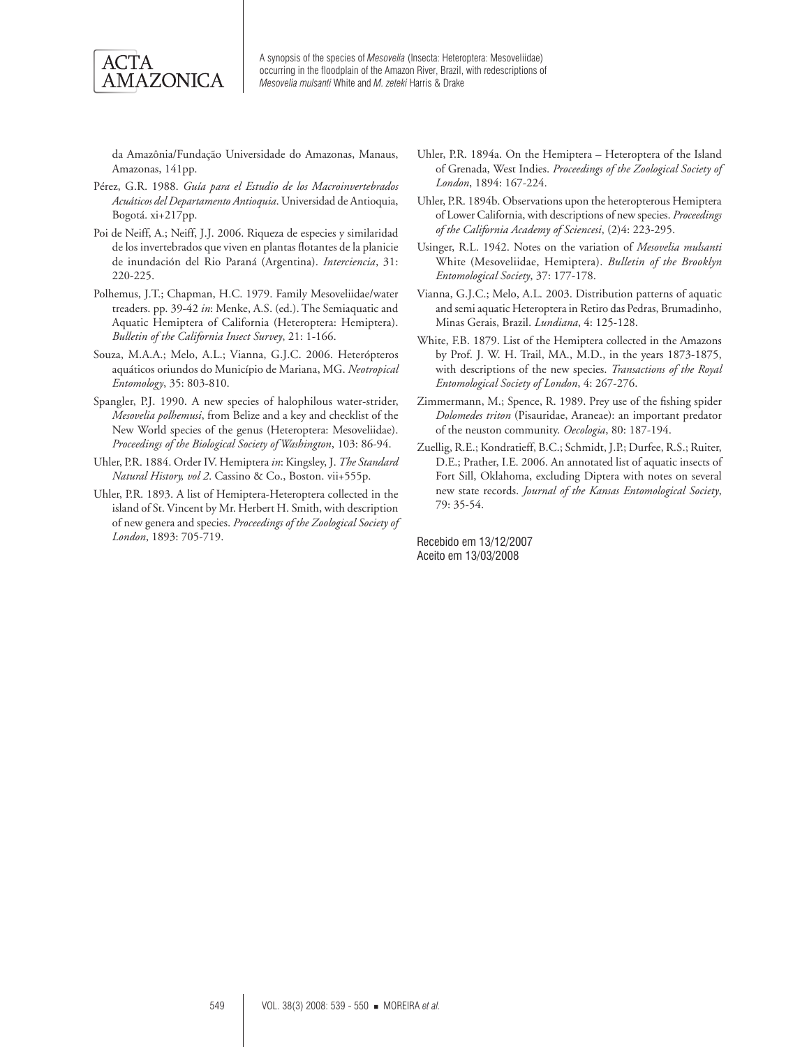da Amazônia/Fundação Universidade do Amazonas, Manaus, Amazonas, 141pp.

Pérez, G.R. 1988. *Guía para el Estudio de los Macroinvertebrados Acuáticos del Departamento Antioquia*. Universidad de Antioquia, Bogotá. xi+217pp.

Poi de Neiff, A.; Neiff, J.J. 2006. Riqueza de especies y similaridad de los invertebrados que viven en plantas flotantes de la planicie de inundación del Rio Paraná (Argentina). *Interciencia*, 31: 220-225.

Polhemus, J.T.; Chapman, H.C. 1979. Family Mesoveliidae/water treaders. pp. 39-42 *in*: Menke, A.S. (ed.). The Semiaquatic and Aquatic Hemiptera of California (Heteroptera: Hemiptera). *Bulletin of the California Insect Survey*, 21: 1-166.

Souza, M.A.A.; Melo, A.L.; Vianna, G.J.C. 2006. Heterópteros aquáticos oriundos do Município de Mariana, MG. *Neotropical Entomology*, 35: 803-810.

Spangler, P.J. 1990. A new species of halophilous water-strider, *Mesovelia polhemusi*, from Belize and a key and checklist of the New World species of the genus (Heteroptera: Mesoveliidae). *Proceedings of the Biological Society of Washington*, 103: 86-94.

Uhler, P.R. 1884. Order IV. Hemiptera *in*: Kingsley, J. *The Standard Natural History, vol 2*. Cassino & Co., Boston. vii+555p.

Uhler, P.R. 1893. A list of Hemiptera-Heteroptera collected in the island of St. Vincent by Mr. Herbert H. Smith, with description of new genera and species. *Proceedings of the Zoological Society of London*, 1893: 705-719.

Uhler, P.R. 1894a. On the Hemiptera – Heteroptera of the Island of Grenada, West Indies. *Proceedings of the Zoological Society of London*, 1894: 167-224.

Uhler, P.R. 1894b. Observations upon the heteropterous Hemiptera of Lower California, with descriptions of new species. *Proceedings of the California Academy of Sciencesi*, (2)4: 223-295.

Usinger, R.L. 1942. Notes on the variation of *Mesovelia mulsanti* White (Mesoveliidae, Hemiptera). *Bulletin of the Brooklyn Entomological Society*, 37: 177-178.

Vianna, G.J.C.; Melo, A.L. 2003. Distribution patterns of aquatic and semi aquatic Heteroptera in Retiro das Pedras, Brumadinho, Minas Gerais, Brazil. *Lundiana*, 4: 125-128.

White, F.B. 1879. List of the Hemiptera collected in the Amazons by Prof. J. W. H. Trail, MA., M.D., in the years 1873-1875, with descriptions of the new species. *Transactions of the Royal Entomological Society of London*, 4: 267-276.

Zimmermann, M.; Spence, R. 1989. Prey use of the fishing spider *Dolomedes triton* (Pisauridae, Araneae): an important predator of the neuston community. *Oecologia*, 80: 187-194.

Zuellig, R.E.; Kondratieff, B.C.; Schmidt, J.P.; Durfee, R.S.; Ruiter, D.E.; Prather, I.E. 2006. An annotated list of aquatic insects of Fort Sill, Oklahoma, excluding Diptera with notes on several new state records. *Journal of the Kansas Entomological Society*, 79: 35-54.

Recebido em 13/12/2007
Aceito em 13/03/2008